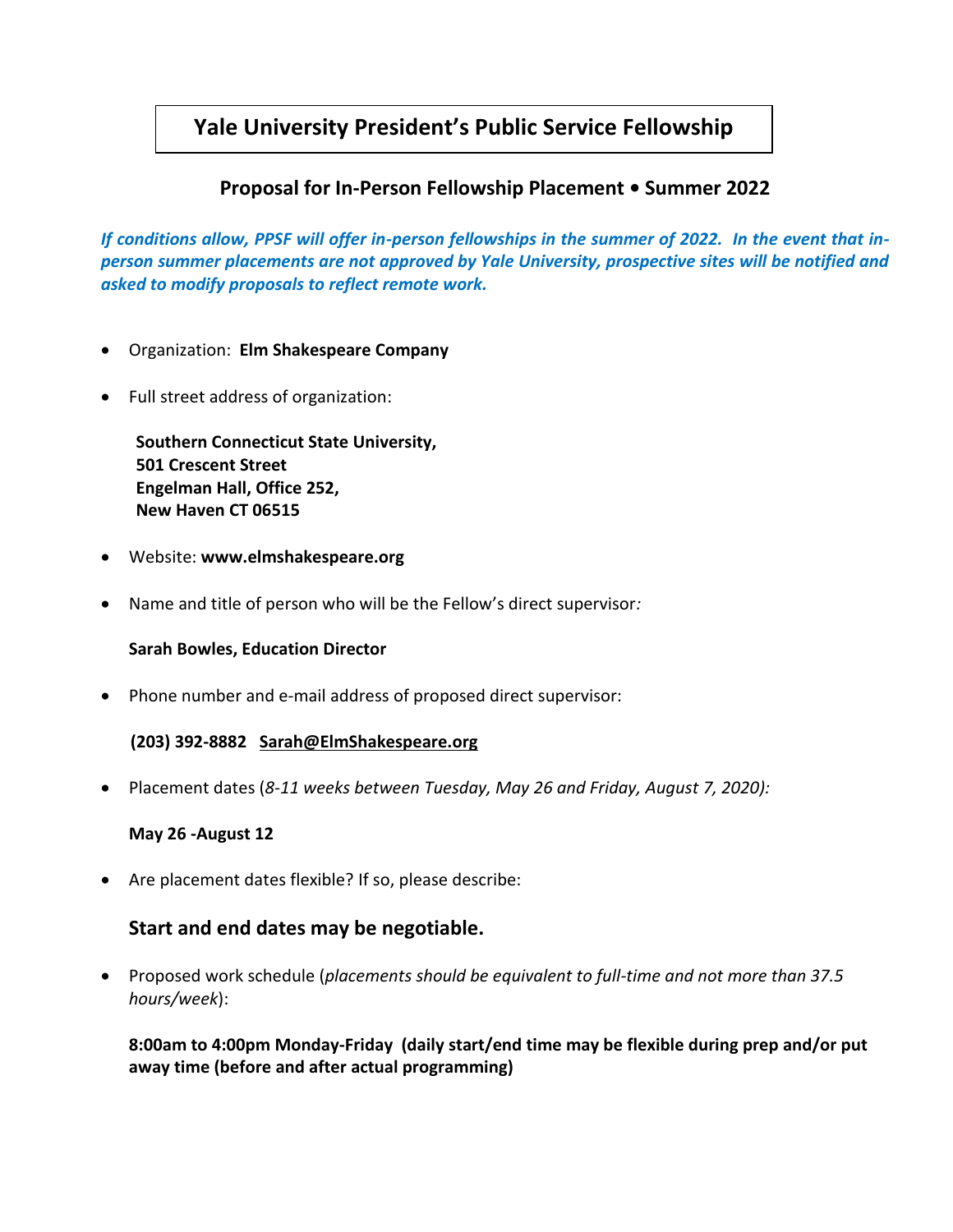# Yale University President's Public Service Fellowship

## Proposal for In-Person Fellowship Placement • Summer 2022

***If conditions allow, PPSF will offer in-person fellowships in the summer of 2022. In the event that in-person summer placements are not approved by Yale University, prospective sites will be notified and asked to modify proposals to reflect remote work.***

- Organization: **Elm Shakespeare Company**
- Full street address of organization:

  **Southern Connecticut State University,**
  **501 Crescent Street**
  **Engelman Hall, Office 252,**
  **New Haven CT 06515**

- Website: **www.elmshakespeare.org**
- Name and title of person who will be the Fellow's direct supervisor*:*

  **Sarah Bowles, Education Director**

- Phone number and e-mail address of proposed direct supervisor:

  **(203) 392-8882 Sarah@ElmShakespeare.org**

- Placement dates (*8-11 weeks between Tuesday, May 26 and Friday, August 7, 2020):*

  **May 26 -August 12**

- Are placement dates flexible? If so, please describe:

  **Start and end dates may be negotiable.**

- Proposed work schedule (*placements should be equivalent to full-time and not more than 37.5 hours/week*):

  **8:00am to 4:00pm Monday-Friday (daily start/end time may be flexible during prep and/or put away time (before and after actual programming)**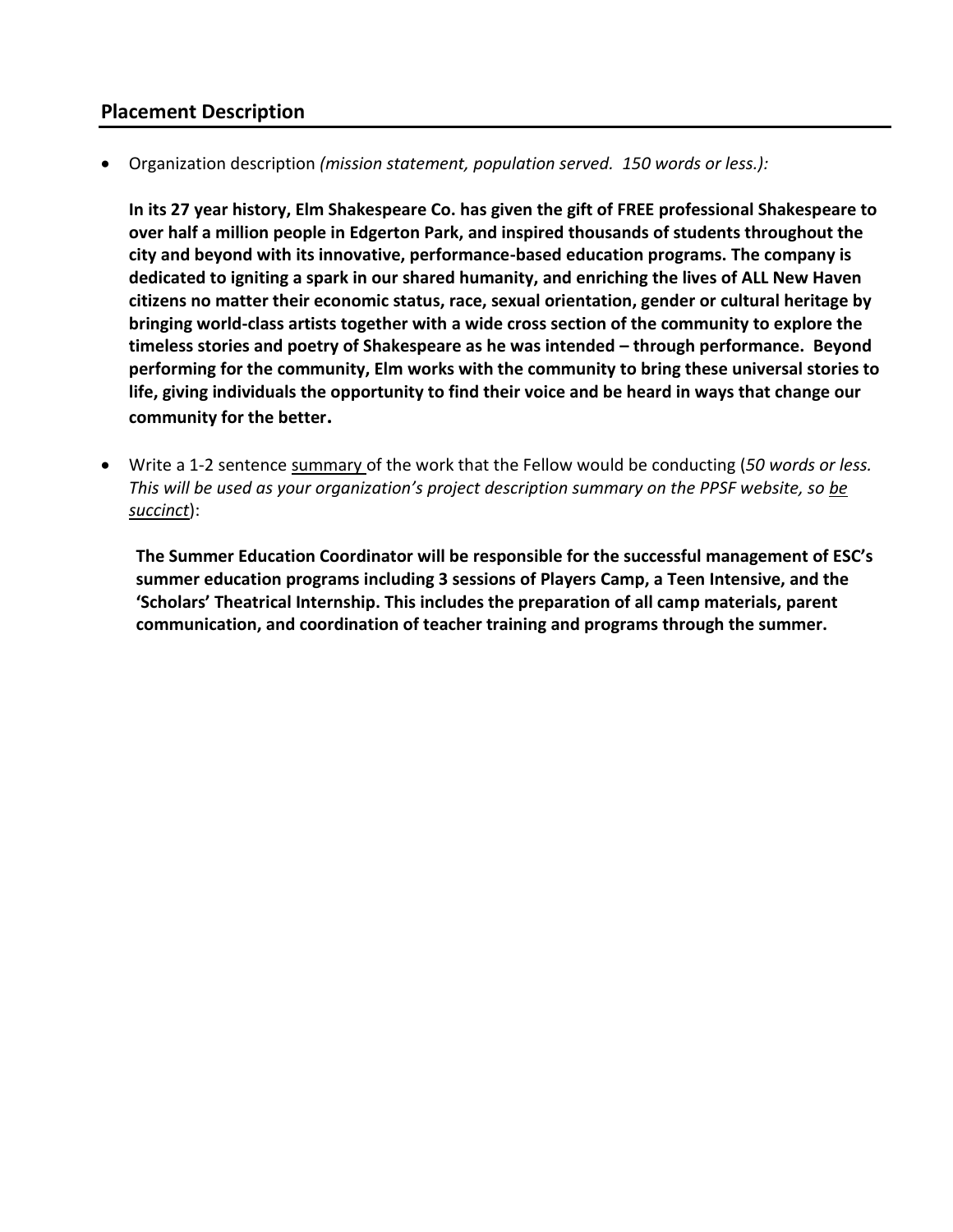## Placement Description

- Organization description *(mission statement, population served. 150 words or less.):*

  **In its 27 year history, Elm Shakespeare Co. has given the gift of FREE professional Shakespeare to over half a million people in Edgerton Park, and inspired thousands of students throughout the city and beyond with its innovative, performance-based education programs. The company is dedicated to igniting a spark in our shared humanity, and enriching the lives of ALL New Haven citizens no matter their economic status, race, sexual orientation, gender or cultural heritage by bringing world-class artists together with a wide cross section of the community to explore the timeless stories and poetry of Shakespeare as he was intended – through performance. Beyond performing for the community, Elm works with the community to bring these universal stories to life, giving individuals the opportunity to find their voice and be heard in ways that change our community for the better.**

- Write a 1-2 sentence summary of the work that the Fellow would be conducting (*50 words or less. This will be used as your organization's project description summary on the PPSF website, so be succinct*):

  **The Summer Education Coordinator will be responsible for the successful management of ESC's summer education programs including 3 sessions of Players Camp, a Teen Intensive, and the 'Scholars' Theatrical Internship. This includes the preparation of all camp materials, parent communication, and coordination of teacher training and programs through the summer.**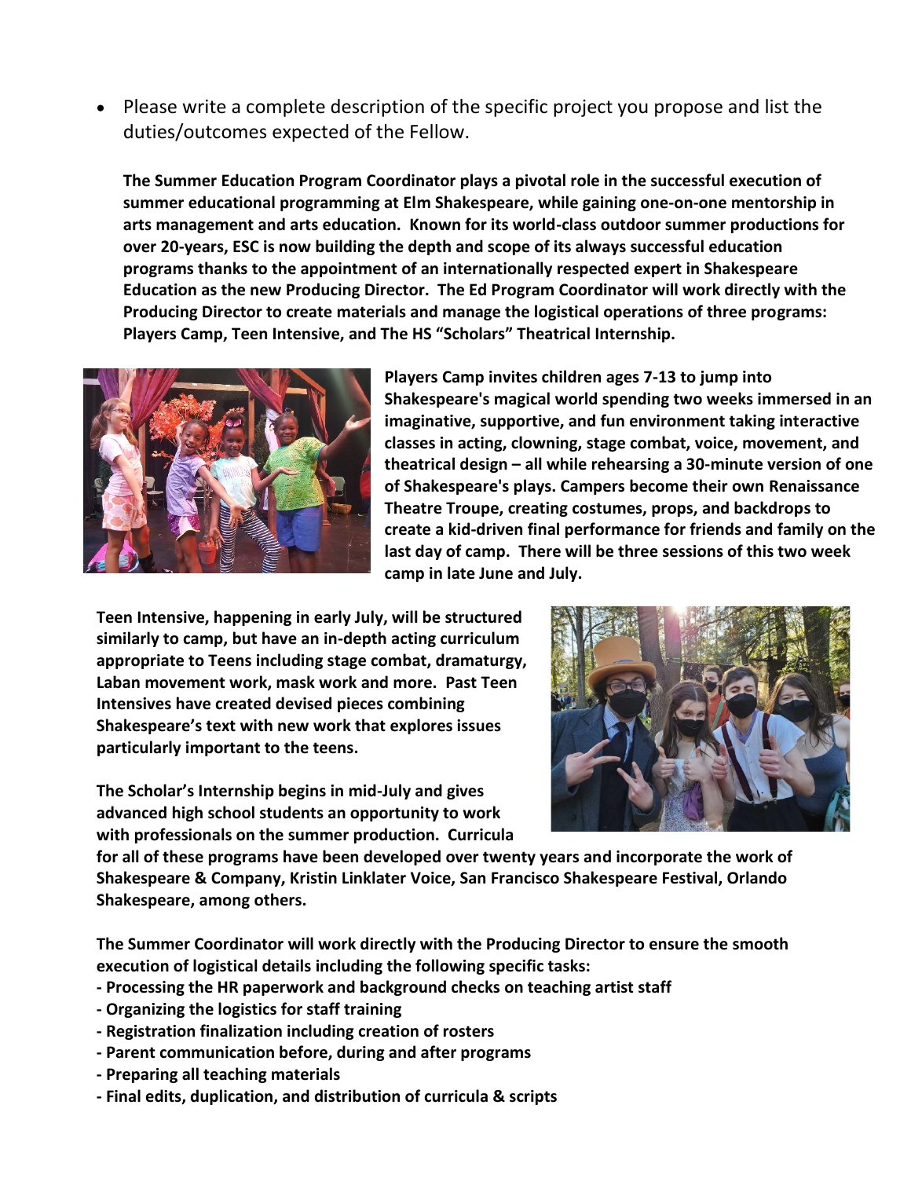- Please write a complete description of the specific project you propose and list the duties/outcomes expected of the Fellow.

**The Summer Education Program Coordinator plays a pivotal role in the successful execution of summer educational programming at Elm Shakespeare, while gaining one-on-one mentorship in arts management and arts education. Known for its world-class outdoor summer productions for over 20-years, ESC is now building the depth and scope of its always successful education programs thanks to the appointment of an internationally respected expert in Shakespeare Education as the new Producing Director. The Ed Program Coordinator will work directly with the Producing Director to create materials and manage the logistical operations of three programs: Players Camp, Teen Intensive, and The HS "Scholars" Theatrical Internship.**

**Players Camp invites children ages 7-13 to jump into Shakespeare's magical world spending two weeks immersed in an imaginative, supportive, and fun environment taking interactive classes in acting, clowning, stage combat, voice, movement, and theatrical design – all while rehearsing a 30-minute version of one of Shakespeare's plays. Campers become their own Renaissance Theatre Troupe, creating costumes, props, and backdrops to create a kid-driven final performance for friends and family on the last day of camp. There will be three sessions of this two week camp in late June and July.**

**Teen Intensive, happening in early July, will be structured similarly to camp, but have an in-depth acting curriculum appropriate to Teens including stage combat, dramaturgy, Laban movement work, mask work and more. Past Teen Intensives have created devised pieces combining Shakespeare's text with new work that explores issues particularly important to the teens.**

**The Scholar's Internship begins in mid-July and gives advanced high school students an opportunity to work with professionals on the summer production. Curricula for all of these programs have been developed over twenty years and incorporate the work of Shakespeare & Company, Kristin Linklater Voice, San Francisco Shakespeare Festival, Orlando Shakespeare, among others.**

**The Summer Coordinator will work directly with the Producing Director to ensure the smooth execution of logistical details including the following specific tasks:**

- **Processing the HR paperwork and background checks on teaching artist staff**
- **Organizing the logistics for staff training**
- **Registration finalization including creation of rosters**
- **Parent communication before, during and after programs**
- **Preparing all teaching materials**
- **Final edits, duplication, and distribution of curricula & scripts**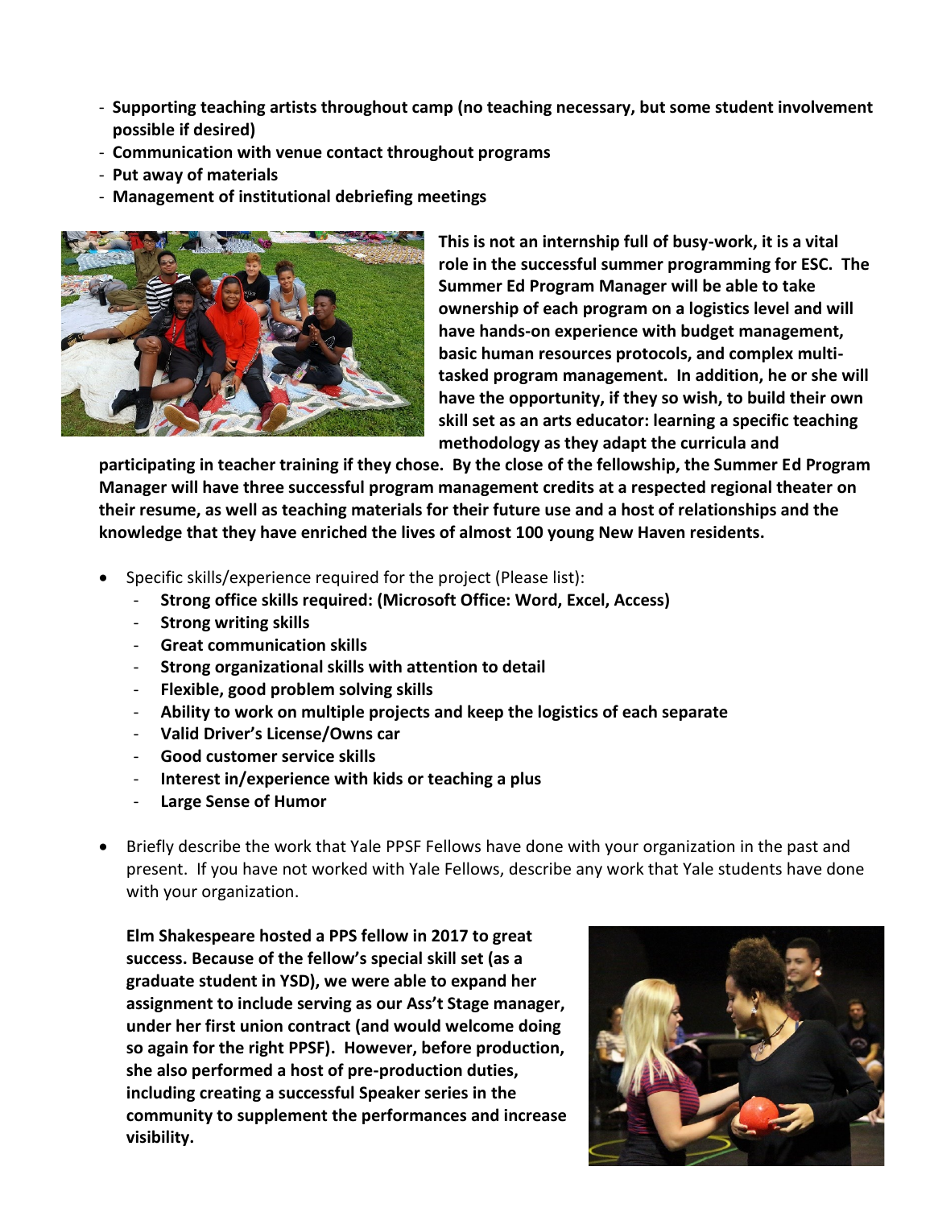- **Supporting teaching artists throughout camp (no teaching necessary, but some student involvement possible if desired)**
- **Communication with venue contact throughout programs**
- **Put away of materials**
- **Management of institutional debriefing meetings**

**This is not an internship full of busy-work, it is a vital role in the successful summer programming for ESC. The Summer Ed Program Manager will be able to take ownership of each program on a logistics level and will have hands-on experience with budget management, basic human resources protocols, and complex multi-tasked program management. In addition, he or she will have the opportunity, if they so wish, to build their own skill set as an arts educator: learning a specific teaching methodology as they adapt the curricula and participating in teacher training if they chose. By the close of the fellowship, the Summer Ed Program Manager will have three successful program management credits at a respected regional theater on their resume, as well as teaching materials for their future use and a host of relationships and the knowledge that they have enriched the lives of almost 100 young New Haven residents.**

- Specific skills/experience required for the project (Please list):
  - **Strong office skills required: (Microsoft Office: Word, Excel, Access)**
  - **Strong writing skills**
  - **Great communication skills**
  - **Strong organizational skills with attention to detail**
  - **Flexible, good problem solving skills**
  - **Ability to work on multiple projects and keep the logistics of each separate**
  - **Valid Driver's License/Owns car**
  - **Good customer service skills**
  - **Interest in/experience with kids or teaching a plus**
  - **Large Sense of Humor**

- Briefly describe the work that Yale PPSF Fellows have done with your organization in the past and present. If you have not worked with Yale Fellows, describe any work that Yale students have done with your organization.

  **Elm Shakespeare hosted a PPS fellow in 2017 to great success. Because of the fellow's special skill set (as a graduate student in YSD), we were able to expand her assignment to include serving as our Ass't Stage manager, under her first union contract (and would welcome doing so again for the right PPSF). However, before production, she also performed a host of pre-production duties, including creating a successful Speaker series in the community to supplement the performances and increase visibility.**